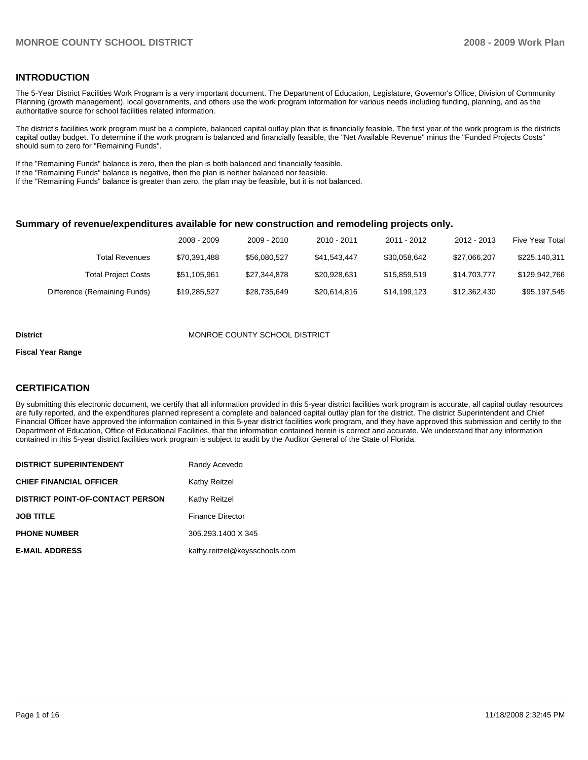## INTRODUCTION

The 5-Year District Facilities Work Program is a very important document. The Department of Education, Legislature, Governor's Office, Division of Community Planning (growth management), local governments, and others use the work program information for various needs including funding, planning, and as the authoritative source for school facilities related information.

The district's facilities work program must be a complete, balanced capital outlay plan that is financially feasible. The first year of the work program is the districts capital outlay budget. To determine if the work program is balanced and financially feasible, the "Net Available Revenue" minus the "Funded Projects Costs" should sum to zero for "Remaining Funds".

If the "Remaining Funds" balance is zero, then the plan is both balanced and financially feasible.
If the "Remaining Funds" balance is negative, then the plan is neither balanced nor feasible.
If the "Remaining Funds" balance is greater than zero, the plan may be feasible, but it is not balanced.

### Summary of revenue/expenditures available for new construction and remodeling projects only.

| | 2008 - 2009 | 2009 - 2010 | 2010 - 2011 | 2011 - 2012 | 2012 - 2013 | Five Year Total |
|---|---|---|---|---|---|---|
| Total Revenues | $70,391,488 | $56,080,527 | $41,543,447 | $30,058,642 | $27,066,207 | $225,140,311 |
| Total Project Costs | $51,105,961 | $27,344,878 | $20,928,631 | $15,859,519 | $14,703,777 | $129,942,766 |
| Difference (Remaining Funds) | $19,285,527 | $28,735,649 | $20,614,816 | $14,199,123 | $12,362,430 | $95,197,545 |

**District** MONROE COUNTY SCHOOL DISTRICT

**Fiscal Year Range**

## CERTIFICATION

By submitting this electronic document, we certify that all information provided in this 5-year district facilities work program is accurate, all capital outlay resources are fully reported, and the expenditures planned represent a complete and balanced capital outlay plan for the district. The district Superintendent and Chief Financial Officer have approved the information contained in this 5-year district facilities work program, and they have approved this submission and certify to the Department of Education, Office of Educational Facilities, that the information contained herein is correct and accurate. We understand that any information contained in this 5-year district facilities work program is subject to audit by the Auditor General of the State of Florida.

| | |
|---|---|
| **DISTRICT SUPERINTENDENT** | Randy Acevedo |
| **CHIEF FINANCIAL OFFICER** | Kathy Reitzel |
| **DISTRICT POINT-OF-CONTACT PERSON** | Kathy Reitzel |
| **JOB TITLE** | Finance Director |
| **PHONE NUMBER** | 305.293.1400 X 345 |
| **E-MAIL ADDRESS** | kathy.reitzel@keysschools.com |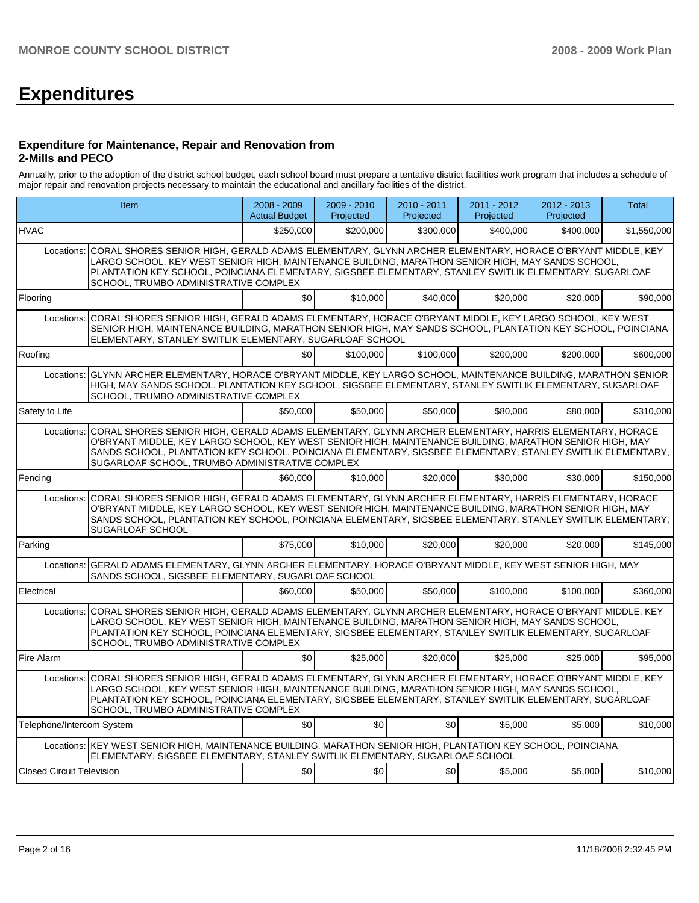# Expenditures

### Expenditure for Maintenance, Repair and Renovation from 2-Mills and PECO

Annually, prior to the adoption of the district school budget, each school board must prepare a tentative district facilities work program that includes a schedule of major repair and renovation projects necessary to maintain the educational and ancillary facilities of the district.

| Item | | 2008 - 2009 Actual Budget | 2009 - 2010 Projected | 2010 - 2011 Projected | 2011 - 2012 Projected | 2012 - 2013 Projected | Total |
|---|---|---|---|---|---|---|---|
| HVAC | | $250,000 | $200,000 | $300,000 | $400,000 | $400,000 | $1,550,000 |
| Locations: | CORAL SHORES SENIOR HIGH, GERALD ADAMS ELEMENTARY, GLYNN ARCHER ELEMENTARY, HORACE O'BRYANT MIDDLE, KEY LARGO SCHOOL, KEY WEST SENIOR HIGH, MAINTENANCE BUILDING, MARATHON SENIOR HIGH, MAY SANDS SCHOOL, PLANTATION KEY SCHOOL, POINCIANA ELEMENTARY, SIGSBEE ELEMENTARY, STANLEY SWITLIK ELEMENTARY, SUGARLOAF SCHOOL, TRUMBO ADMINISTRATIVE COMPLEX | | | | | | |
| Flooring | | $0 | $10,000 | $40,000 | $20,000 | $20,000 | $90,000 |
| Locations: | CORAL SHORES SENIOR HIGH, GERALD ADAMS ELEMENTARY, HORACE O'BRYANT MIDDLE, KEY LARGO SCHOOL, KEY WEST SENIOR HIGH, MAINTENANCE BUILDING, MARATHON SENIOR HIGH, MAY SANDS SCHOOL, PLANTATION KEY SCHOOL, POINCIANA ELEMENTARY, STANLEY SWITLIK ELEMENTARY, SUGARLOAF SCHOOL | | | | | | |
| Roofing | | $0 | $100,000 | $100,000 | $200,000 | $200,000 | $600,000 |
| Locations: | GLYNN ARCHER ELEMENTARY, HORACE O'BRYANT MIDDLE, KEY LARGO SCHOOL, MAINTENANCE BUILDING, MARATHON SENIOR HIGH, MAY SANDS SCHOOL, PLANTATION KEY SCHOOL, SIGSBEE ELEMENTARY, STANLEY SWITLIK ELEMENTARY, SUGARLOAF SCHOOL, TRUMBO ADMINISTRATIVE COMPLEX | | | | | | |
| Safety to Life | | $50,000 | $50,000 | $50,000 | $80,000 | $80,000 | $310,000 |
| Locations: | CORAL SHORES SENIOR HIGH, GERALD ADAMS ELEMENTARY, GLYNN ARCHER ELEMENTARY, HARRIS ELEMENTARY, HORACE O'BRYANT MIDDLE, KEY LARGO SCHOOL, KEY WEST SENIOR HIGH, MAINTENANCE BUILDING, MARATHON SENIOR HIGH, MAY SANDS SCHOOL, PLANTATION KEY SCHOOL, POINCIANA ELEMENTARY, SIGSBEE ELEMENTARY, STANLEY SWITLIK ELEMENTARY, SUGARLOAF SCHOOL, TRUMBO ADMINISTRATIVE COMPLEX | | | | | | |
| Fencing | | $60,000 | $10,000 | $20,000 | $30,000 | $30,000 | $150,000 |
| Locations: | CORAL SHORES SENIOR HIGH, GERALD ADAMS ELEMENTARY, GLYNN ARCHER ELEMENTARY, HARRIS ELEMENTARY, HORACE O'BRYANT MIDDLE, KEY LARGO SCHOOL, KEY WEST SENIOR HIGH, MAINTENANCE BUILDING, MARATHON SENIOR HIGH, MAY SANDS SCHOOL, PLANTATION KEY SCHOOL, POINCIANA ELEMENTARY, SIGSBEE ELEMENTARY, STANLEY SWITLIK ELEMENTARY, SUGARLOAF SCHOOL | | | | | | |
| Parking | | $75,000 | $10,000 | $20,000 | $20,000 | $20,000 | $145,000 |
| Locations: | GERALD ADAMS ELEMENTARY, GLYNN ARCHER ELEMENTARY, HORACE O'BRYANT MIDDLE, KEY WEST SENIOR HIGH, MAY SANDS SCHOOL, SIGSBEE ELEMENTARY, SUGARLOAF SCHOOL | | | | | | |
| Electrical | | $60,000 | $50,000 | $50,000 | $100,000 | $100,000 | $360,000 |
| Locations: | CORAL SHORES SENIOR HIGH, GERALD ADAMS ELEMENTARY, GLYNN ARCHER ELEMENTARY, HORACE O'BRYANT MIDDLE, KEY LARGO SCHOOL, KEY WEST SENIOR HIGH, MAINTENANCE BUILDING, MARATHON SENIOR HIGH, MAY SANDS SCHOOL, PLANTATION KEY SCHOOL, POINCIANA ELEMENTARY, SIGSBEE ELEMENTARY, STANLEY SWITLIK ELEMENTARY, SUGARLOAF SCHOOL, TRUMBO ADMINISTRATIVE COMPLEX | | | | | | |
| Fire Alarm | | $0 | $25,000 | $20,000 | $25,000 | $25,000 | $95,000 |
| Locations: | CORAL SHORES SENIOR HIGH, GERALD ADAMS ELEMENTARY, GLYNN ARCHER ELEMENTARY, HORACE O'BRYANT MIDDLE, KEY LARGO SCHOOL, KEY WEST SENIOR HIGH, MAINTENANCE BUILDING, MARATHON SENIOR HIGH, MAY SANDS SCHOOL, PLANTATION KEY SCHOOL, POINCIANA ELEMENTARY, SIGSBEE ELEMENTARY, STANLEY SWITLIK ELEMENTARY, SUGARLOAF SCHOOL, TRUMBO ADMINISTRATIVE COMPLEX | | | | | | |
| Telephone/Intercom System | | $0 | $0 | $0 | $5,000 | $5,000 | $10,000 |
| Locations: | KEY WEST SENIOR HIGH, MAINTENANCE BUILDING, MARATHON SENIOR HIGH, PLANTATION KEY SCHOOL, POINCIANA ELEMENTARY, SIGSBEE ELEMENTARY, STANLEY SWITLIK ELEMENTARY, SUGARLOAF SCHOOL | | | | | | |
| Closed Circuit Television | | $0 | $0 | $0 | $5,000 | $5,000 | $10,000 |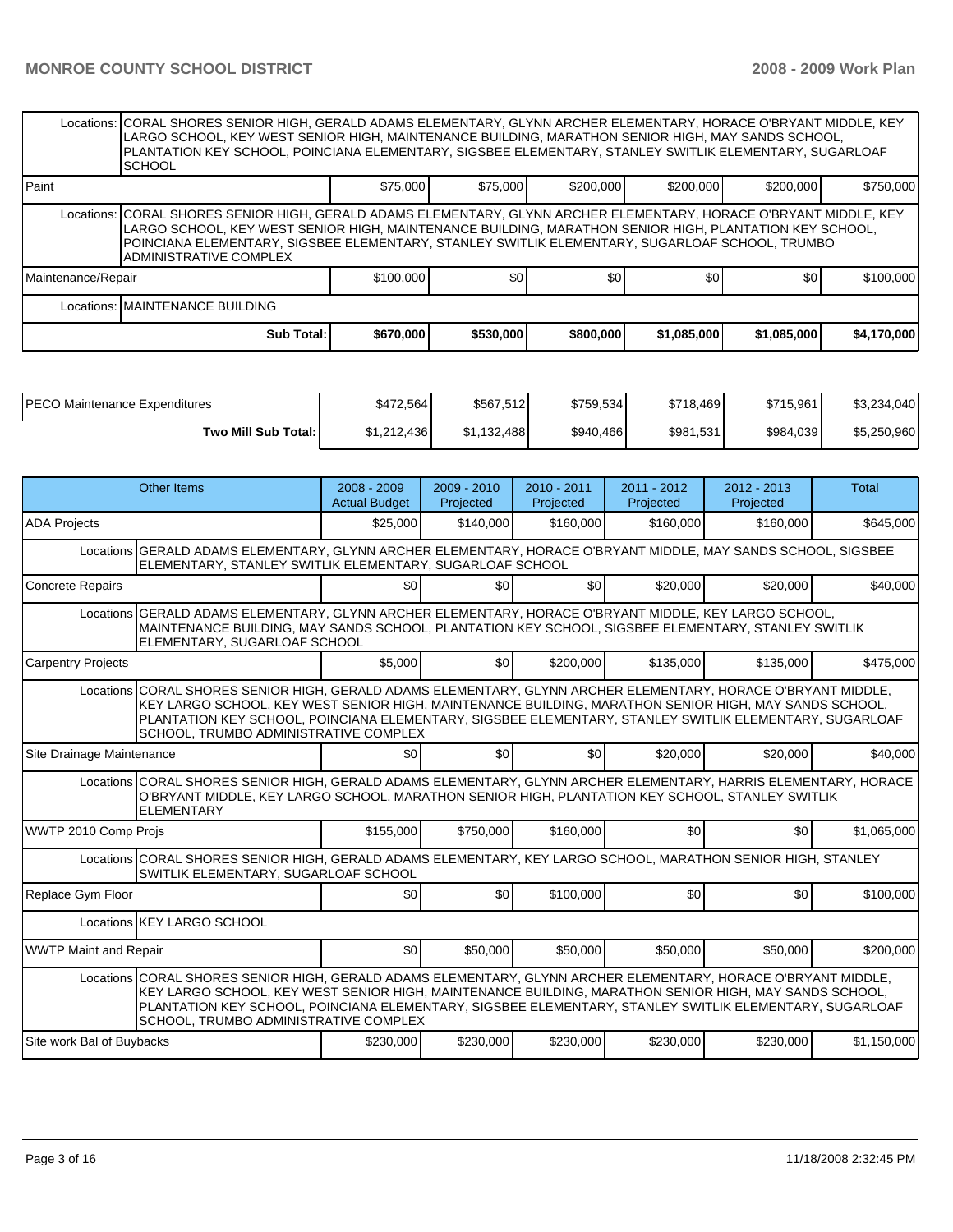| | | | | | | |
|---|---|---|---|---|---|---|
| Locations: | CORAL SHORES SENIOR HIGH, GERALD ADAMS ELEMENTARY, GLYNN ARCHER ELEMENTARY, HORACE O'BRYANT MIDDLE, KEY LARGO SCHOOL, KEY WEST SENIOR HIGH, MAINTENANCE BUILDING, MARATHON SENIOR HIGH, MAY SANDS SCHOOL, PLANTATION KEY SCHOOL, POINCIANA ELEMENTARY, SIGSBEE ELEMENTARY, STANLEY SWITLIK ELEMENTARY, SUGARLOAF SCHOOL | | | | | |
| Paint | $75,000 | $75,000 | $200,000 | $200,000 | $200,000 | $750,000 |
| Locations: | CORAL SHORES SENIOR HIGH, GERALD ADAMS ELEMENTARY, GLYNN ARCHER ELEMENTARY, HORACE O'BRYANT MIDDLE, KEY LARGO SCHOOL, KEY WEST SENIOR HIGH, MAINTENANCE BUILDING, MARATHON SENIOR HIGH, PLANTATION KEY SCHOOL, POINCIANA ELEMENTARY, SIGSBEE ELEMENTARY, STANLEY SWITLIK ELEMENTARY, SUGARLOAF SCHOOL, TRUMBO ADMINISTRATIVE COMPLEX | | | | | |
| Maintenance/Repair | $100,000 | $0 | $0 | $0 | $0 | $100,000 |
| Locations: | MAINTENANCE BUILDING | | | | | |
| **Sub Total:** | **$670,000** | **$530,000** | **$800,000** | **$1,085,000** | **$1,085,000** | **$4,170,000** |

| | | | | | | |
|---|---|---|---|---|---|---|
| PECO Maintenance Expenditures | $472,564 | $567,512 | $759,534 | $718,469 | $715,961 | $3,234,040 |
| **Two Mill Sub Total:** | $1,212,436 | $1,132,488 | $940,466 | $981,531 | $984,039 | $5,250,960 |

| Other Items | 2008 - 2009 Actual Budget | 2009 - 2010 Projected | 2010 - 2011 Projected | 2011 - 2012 Projected | 2012 - 2013 Projected | Total |
|---|---|---|---|---|---|---|
| ADA Projects | $25,000 | $140,000 | $160,000 | $160,000 | $160,000 | $645,000 |
| Locations | GERALD ADAMS ELEMENTARY, GLYNN ARCHER ELEMENTARY, HORACE O'BRYANT MIDDLE, MAY SANDS SCHOOL, SIGSBEE ELEMENTARY, STANLEY SWITLIK ELEMENTARY, SUGARLOAF SCHOOL | | | | | |
| Concrete Repairs | $0 | $0 | $0 | $20,000 | $20,000 | $40,000 |
| Locations | GERALD ADAMS ELEMENTARY, GLYNN ARCHER ELEMENTARY, HORACE O'BRYANT MIDDLE, KEY LARGO SCHOOL, MAINTENANCE BUILDING, MAY SANDS SCHOOL, PLANTATION KEY SCHOOL, SIGSBEE ELEMENTARY, STANLEY SWITLIK ELEMENTARY, SUGARLOAF SCHOOL | | | | | |
| Carpentry Projects | $5,000 | $0 | $200,000 | $135,000 | $135,000 | $475,000 |
| Locations | CORAL SHORES SENIOR HIGH, GERALD ADAMS ELEMENTARY, GLYNN ARCHER ELEMENTARY, HORACE O'BRYANT MIDDLE, KEY LARGO SCHOOL, KEY WEST SENIOR HIGH, MAINTENANCE BUILDING, MARATHON SENIOR HIGH, MAY SANDS SCHOOL, PLANTATION KEY SCHOOL, POINCIANA ELEMENTARY, SIGSBEE ELEMENTARY, STANLEY SWITLIK ELEMENTARY, SUGARLOAF SCHOOL, TRUMBO ADMINISTRATIVE COMPLEX | | | | | |
| Site Drainage Maintenance | $0 | $0 | $0 | $20,000 | $20,000 | $40,000 |
| Locations | CORAL SHORES SENIOR HIGH, GERALD ADAMS ELEMENTARY, GLYNN ARCHER ELEMENTARY, HARRIS ELEMENTARY, HORACE O'BRYANT MIDDLE, KEY LARGO SCHOOL, MARATHON SENIOR HIGH, PLANTATION KEY SCHOOL, STANLEY SWITLIK ELEMENTARY | | | | | |
| WWTP 2010 Comp Projs | $155,000 | $750,000 | $160,000 | $0 | $0 | $1,065,000 |
| Locations | CORAL SHORES SENIOR HIGH, GERALD ADAMS ELEMENTARY, KEY LARGO SCHOOL, MARATHON SENIOR HIGH, STANLEY SWITLIK ELEMENTARY, SUGARLOAF SCHOOL | | | | | |
| Replace Gym Floor | $0 | $0 | $100,000 | $0 | $0 | $100,000 |
| Locations | KEY LARGO SCHOOL | | | | | |
| WWTP Maint and Repair | $0 | $50,000 | $50,000 | $50,000 | $50,000 | $200,000 |
| Locations | CORAL SHORES SENIOR HIGH, GERALD ADAMS ELEMENTARY, GLYNN ARCHER ELEMENTARY, HORACE O'BRYANT MIDDLE, KEY LARGO SCHOOL, KEY WEST SENIOR HIGH, MAINTENANCE BUILDING, MARATHON SENIOR HIGH, MAY SANDS SCHOOL, PLANTATION KEY SCHOOL, POINCIANA ELEMENTARY, SIGSBEE ELEMENTARY, STANLEY SWITLIK ELEMENTARY, SUGARLOAF SCHOOL, TRUMBO ADMINISTRATIVE COMPLEX | | | | | |
| Site work Bal of Buybacks | $230,000 | $230,000 | $230,000 | $230,000 | $230,000 | $1,150,000 |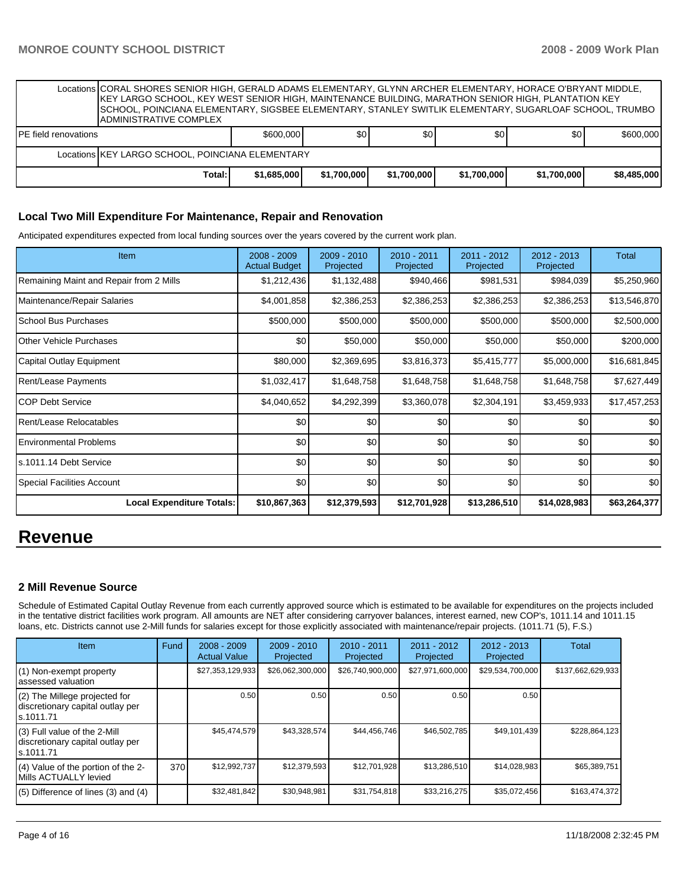| | | | | | | |
|---|---|---|---|---|---|---|
| Locations | CORAL SHORES SENIOR HIGH, GERALD ADAMS ELEMENTARY, GLYNN ARCHER ELEMENTARY, HORACE O'BRYANT MIDDLE, KEY LARGO SCHOOL, KEY WEST SENIOR HIGH, MAINTENANCE BUILDING, MARATHON SENIOR HIGH, PLANTATION KEY SCHOOL, POINCIANA ELEMENTARY, SIGSBEE ELEMENTARY, STANLEY SWITLIK ELEMENTARY, SUGARLOAF SCHOOL, TRUMBO ADMINISTRATIVE COMPLEX | | | | | |
| PE field renovations | $600,000 | $0 | $0 | $0 | $0 | $600,000 |
| Locations | KEY LARGO SCHOOL, POINCIANA ELEMENTARY | | | | | |
| Total: | $1,685,000 | $1,700,000 | $1,700,000 | $1,700,000 | $1,700,000 | $8,485,000 |

### Local Two Mill Expenditure For Maintenance, Repair and Renovation

Anticipated expenditures expected from local funding sources over the years covered by the current work plan.

| Item | 2008 - 2009 Actual Budget | 2009 - 2010 Projected | 2010 - 2011 Projected | 2011 - 2012 Projected | 2012 - 2013 Projected | Total |
|---|---|---|---|---|---|---|
| Remaining Maint and Repair from 2 Mills | $1,212,436 | $1,132,488 | $940,466 | $981,531 | $984,039 | $5,250,960 |
| Maintenance/Repair Salaries | $4,001,858 | $2,386,253 | $2,386,253 | $2,386,253 | $2,386,253 | $13,546,870 |
| School Bus Purchases | $500,000 | $500,000 | $500,000 | $500,000 | $500,000 | $2,500,000 |
| Other Vehicle Purchases | $0 | $50,000 | $50,000 | $50,000 | $50,000 | $200,000 |
| Capital Outlay Equipment | $80,000 | $2,369,695 | $3,816,373 | $5,415,777 | $5,000,000 | $16,681,845 |
| Rent/Lease Payments | $1,032,417 | $1,648,758 | $1,648,758 | $1,648,758 | $1,648,758 | $7,627,449 |
| COP Debt Service | $4,040,652 | $4,292,399 | $3,360,078 | $2,304,191 | $3,459,933 | $17,457,253 |
| Rent/Lease Relocatables | $0 | $0 | $0 | $0 | $0 | $0 |
| Environmental Problems | $0 | $0 | $0 | $0 | $0 | $0 |
| s.1011.14 Debt Service | $0 | $0 | $0 | $0 | $0 | $0 |
| Special Facilities Account | $0 | $0 | $0 | $0 | $0 | $0 |
| **Local Expenditure Totals:** | **$10,867,363** | **$12,379,593** | **$12,701,928** | **$13,286,510** | **$14,028,983** | **$63,264,377** |

# Revenue

### 2 Mill Revenue Source

Schedule of Estimated Capital Outlay Revenue from each currently approved source which is estimated to be available for expenditures on the projects included in the tentative district facilities work program. All amounts are NET after considering carryover balances, interest earned, new COP's, 1011.14 and 1011.15 loans, etc. Districts cannot use 2-Mill funds for salaries except for those explicitly associated with maintenance/repair projects. (1011.71 (5), F.S.)

| Item | Fund | 2008 - 2009 Actual Value | 2009 - 2010 Projected | 2010 - 2011 Projected | 2011 - 2012 Projected | 2012 - 2013 Projected | Total |
|---|---|---|---|---|---|---|---|
| (1) Non-exempt property assessed valuation | | $27,353,129,933 | $26,062,300,000 | $26,740,900,000 | $27,971,600,000 | $29,534,700,000 | $137,662,629,933 |
| (2) The Millege projected for discretionary capital outlay per s.1011.71 | | 0.50 | 0.50 | 0.50 | 0.50 | 0.50 | |
| (3) Full value of the 2-Mill discretionary capital outlay per s.1011.71 | | $45,474,579 | $43,328,574 | $44,456,746 | $46,502,785 | $49,101,439 | $228,864,123 |
| (4) Value of the portion of the 2-Mills ACTUALLY levied | 370 | $12,992,737 | $12,379,593 | $12,701,928 | $13,286,510 | $14,028,983 | $65,389,751 |
| (5) Difference of lines (3) and (4) | | $32,481,842 | $30,948,981 | $31,754,818 | $33,216,275 | $35,072,456 | $163,474,372 |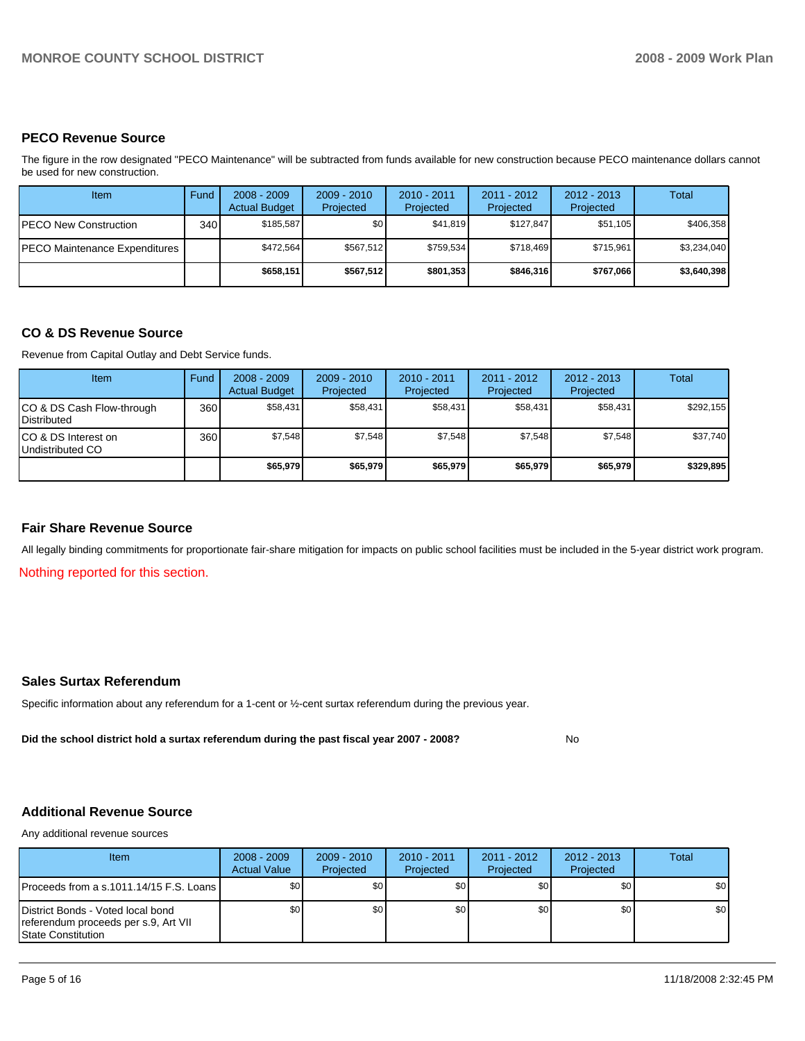## PECO Revenue Source

The figure in the row designated "PECO Maintenance" will be subtracted from funds available for new construction because PECO maintenance dollars cannot be used for new construction.

| Item | Fund | 2008 - 2009 Actual Budget | 2009 - 2010 Projected | 2010 - 2011 Projected | 2011 - 2012 Projected | 2012 - 2013 Projected | Total |
|---|---|---|---|---|---|---|---|
| PECO New Construction | 340 | $185,587 | $0 | $41,819 | $127,847 | $51,105 | $406,358 |
| PECO Maintenance Expenditures | | $472,564 | $567,512 | $759,534 | $718,469 | $715,961 | $3,234,040 |
| | | **$658,151** | **$567,512** | **$801,353** | **$846,316** | **$767,066** | **$3,640,398** |

## CO & DS Revenue Source

Revenue from Capital Outlay and Debt Service funds.

| Item | Fund | 2008 - 2009 Actual Budget | 2009 - 2010 Projected | 2010 - 2011 Projected | 2011 - 2012 Projected | 2012 - 2013 Projected | Total |
|---|---|---|---|---|---|---|---|
| CO & DS Cash Flow-through Distributed | 360 | $58,431 | $58,431 | $58,431 | $58,431 | $58,431 | $292,155 |
| CO & DS Interest on Undistributed CO | 360 | $7,548 | $7,548 | $7,548 | $7,548 | $7,548 | $37,740 |
| | | **$65,979** | **$65,979** | **$65,979** | **$65,979** | **$65,979** | **$329,895** |

## Fair Share Revenue Source

All legally binding commitments for proportionate fair-share mitigation for impacts on public school facilities must be included in the 5-year district work program.

Nothing reported for this section.

## Sales Surtax Referendum

Specific information about any referendum for a 1-cent or ½-cent surtax referendum during the previous year.

**Did the school district hold a surtax referendum during the past fiscal year 2007 - 2008?** No

## Additional Revenue Source

Any additional revenue sources

| Item | 2008 - 2009 Actual Value | 2009 - 2010 Projected | 2010 - 2011 Projected | 2011 - 2012 Projected | 2012 - 2013 Projected | Total |
|---|---|---|---|---|---|---|
| Proceeds from a s.1011.14/15 F.S. Loans | $0 | $0 | $0 | $0 | $0 | $0 |
| District Bonds - Voted local bond referendum proceeds per s.9, Art VII State Constitution | $0 | $0 | $0 | $0 | $0 | $0 |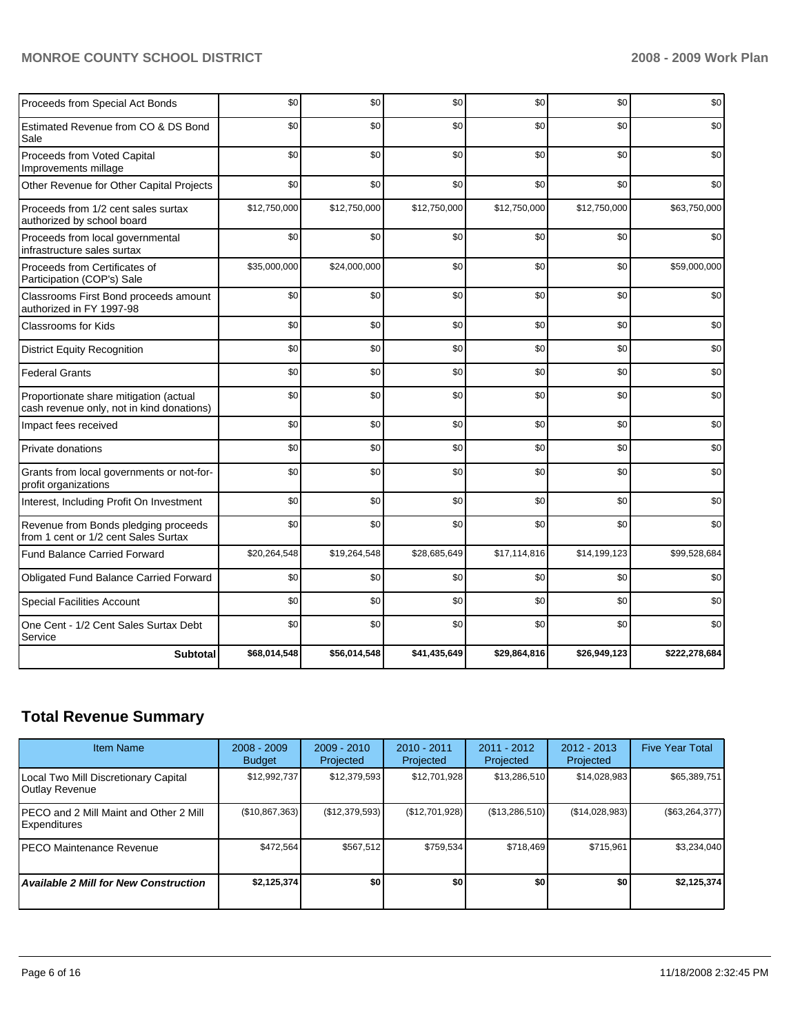| | | | | | | |
|---|---|---|---|---|---|---|
| Proceeds from Special Act Bonds | $0 | $0 | $0 | $0 | $0 | $0 |
| Estimated Revenue from CO & DS Bond Sale | $0 | $0 | $0 | $0 | $0 | $0 |
| Proceeds from Voted Capital Improvements millage | $0 | $0 | $0 | $0 | $0 | $0 |
| Other Revenue for Other Capital Projects | $0 | $0 | $0 | $0 | $0 | $0 |
| Proceeds from 1/2 cent sales surtax authorized by school board | $12,750,000 | $12,750,000 | $12,750,000 | $12,750,000 | $12,750,000 | $63,750,000 |
| Proceeds from local governmental infrastructure sales surtax | $0 | $0 | $0 | $0 | $0 | $0 |
| Proceeds from Certificates of Participation (COP's) Sale | $35,000,000 | $24,000,000 | $0 | $0 | $0 | $59,000,000 |
| Classrooms First Bond proceeds amount authorized in FY 1997-98 | $0 | $0 | $0 | $0 | $0 | $0 |
| Classrooms for Kids | $0 | $0 | $0 | $0 | $0 | $0 |
| District Equity Recognition | $0 | $0 | $0 | $0 | $0 | $0 |
| Federal Grants | $0 | $0 | $0 | $0 | $0 | $0 |
| Proportionate share mitigation (actual cash revenue only, not in kind donations) | $0 | $0 | $0 | $0 | $0 | $0 |
| Impact fees received | $0 | $0 | $0 | $0 | $0 | $0 |
| Private donations | $0 | $0 | $0 | $0 | $0 | $0 |
| Grants from local governments or not-for-profit organizations | $0 | $0 | $0 | $0 | $0 | $0 |
| Interest, Including Profit On Investment | $0 | $0 | $0 | $0 | $0 | $0 |
| Revenue from Bonds pledging proceeds from 1 cent or 1/2 cent Sales Surtax | $0 | $0 | $0 | $0 | $0 | $0 |
| Fund Balance Carried Forward | $20,264,548 | $19,264,548 | $28,685,649 | $17,114,816 | $14,199,123 | $99,528,684 |
| Obligated Fund Balance Carried Forward | $0 | $0 | $0 | $0 | $0 | $0 |
| Special Facilities Account | $0 | $0 | $0 | $0 | $0 | $0 |
| One Cent - 1/2 Cent Sales Surtax Debt Service | $0 | $0 | $0 | $0 | $0 | $0 |
| **Subtotal** | **$68,014,548** | **$56,014,548** | **$41,435,649** | **$29,864,816** | **$26,949,123** | **$222,278,684** |

## Total Revenue Summary

| Item Name | 2008 - 2009 Budget | 2009 - 2010 Projected | 2010 - 2011 Projected | 2011 - 2012 Projected | 2012 - 2013 Projected | Five Year Total |
|---|---|---|---|---|---|---|
| Local Two Mill Discretionary Capital Outlay Revenue | $12,992,737 | $12,379,593 | $12,701,928 | $13,286,510 | $14,028,983 | $65,389,751 |
| PECO and 2 Mill Maint and Other 2 Mill Expenditures | ($10,867,363) | ($12,379,593) | ($12,701,928) | ($13,286,510) | ($14,028,983) | ($63,264,377) |
| PECO Maintenance Revenue | $472,564 | $567,512 | $759,534 | $718,469 | $715,961 | $3,234,040 |
| ***Available 2 Mill for New Construction*** | **$2,125,374** | **$0** | **$0** | **$0** | **$0** | **$2,125,374** |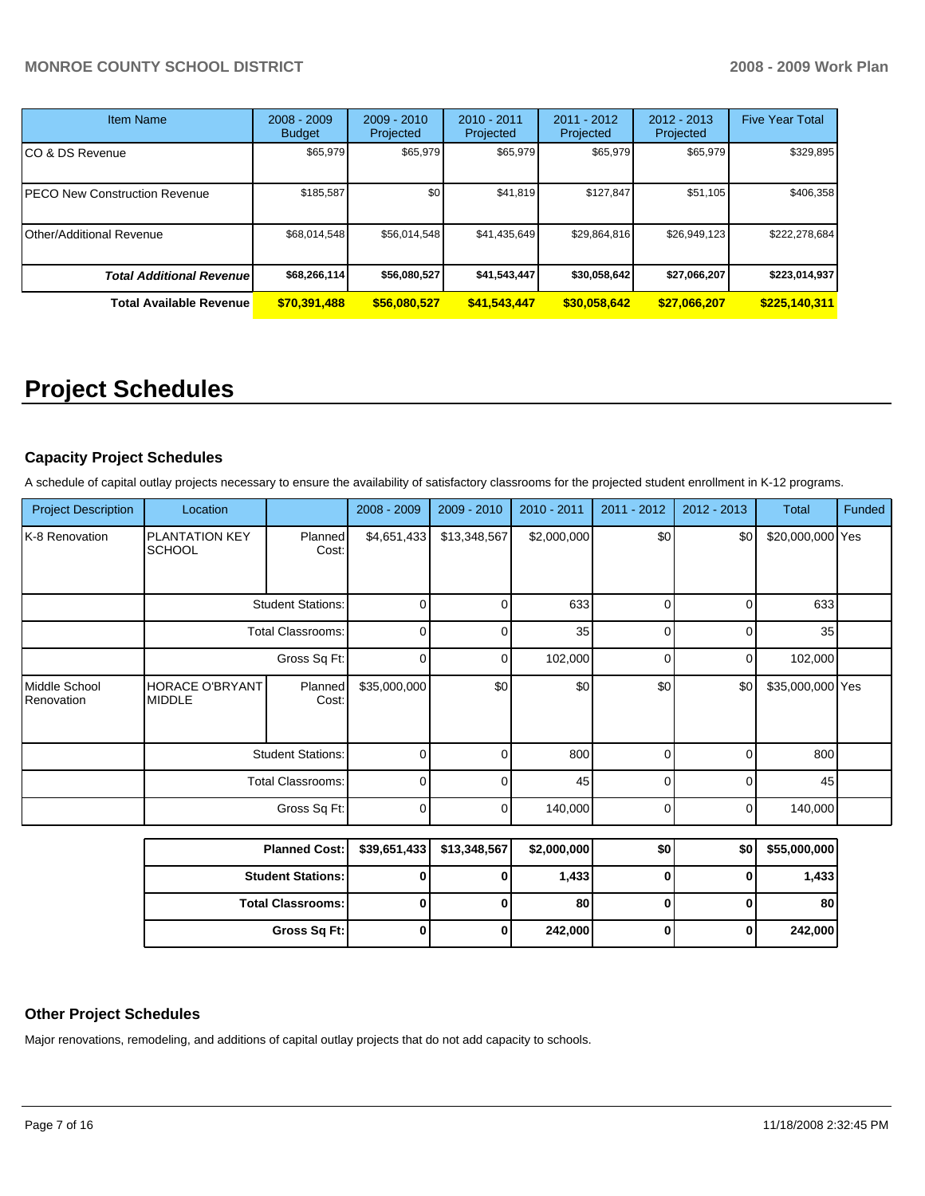| Item Name | 2008 - 2009 Budget | 2009 - 2010 Projected | 2010 - 2011 Projected | 2011 - 2012 Projected | 2012 - 2013 Projected | Five Year Total |
|---|---|---|---|---|---|---|
| CO & DS Revenue | $65,979 | $65,979 | $65,979 | $65,979 | $65,979 | $329,895 |
| PECO New Construction Revenue | $185,587 | $0 | $41,819 | $127,847 | $51,105 | $406,358 |
| Other/Additional Revenue | $68,014,548 | $56,014,548 | $41,435,649 | $29,864,816 | $26,949,123 | $222,278,684 |
| ***Total Additional Revenue*** | **$68,266,114** | **$56,080,527** | **$41,543,447** | **$30,058,642** | **$27,066,207** | **$223,014,937** |
| **Total Available Revenue** | **$70,391,488** | **$56,080,527** | **$41,543,447** | **$30,058,642** | **$27,066,207** | **$225,140,311** |

# Project Schedules

### Capacity Project Schedules

A schedule of capital outlay projects necessary to ensure the availability of satisfactory classrooms for the projected student enrollment in K-12 programs.

| Project Description | Location | | 2008 - 2009 | 2009 - 2010 | 2010 - 2011 | 2011 - 2012 | 2012 - 2013 | Total | Funded |
|---|---|---|---|---|---|---|---|---|---|
| K-8 Renovation | PLANTATION KEY SCHOOL | Planned Cost: | $4,651,433 | $13,348,567 | $2,000,000 | $0 | $0 | $20,000,000 | Yes |
| | | Student Stations: | 0 | 0 | 633 | 0 | 0 | 633 | |
| | | Total Classrooms: | 0 | 0 | 35 | 0 | 0 | 35 | |
| | | Gross Sq Ft: | 0 | 0 | 102,000 | 0 | 0 | 102,000 | |
| Middle School Renovation | HORACE O'BRYANT MIDDLE | Planned Cost: | $35,000,000 | $0 | $0 | $0 | $0 | $35,000,000 | Yes |
| | | Student Stations: | 0 | 0 | 800 | 0 | 0 | 800 | |
| | | Total Classrooms: | 0 | 0 | 45 | 0 | 0 | 45 | |
| | | Gross Sq Ft: | 0 | 0 | 140,000 | 0 | 0 | 140,000 | |

| | 2008 - 2009 | 2009 - 2010 | 2010 - 2011 | 2011 - 2012 | 2012 - 2013 | Total |
|---|---|---|---|---|---|---|
| **Planned Cost:** | **$39,651,433** | **$13,348,567** | **$2,000,000** | **$0** | **$0** | **$55,000,000** |
| **Student Stations:** | **0** | **0** | **1,433** | **0** | **0** | **1,433** |
| **Total Classrooms:** | **0** | **0** | **80** | **0** | **0** | **80** |
| **Gross Sq Ft:** | **0** | **0** | **242,000** | **0** | **0** | **242,000** |

### Other Project Schedules

Major renovations, remodeling, and additions of capital outlay projects that do not add capacity to schools.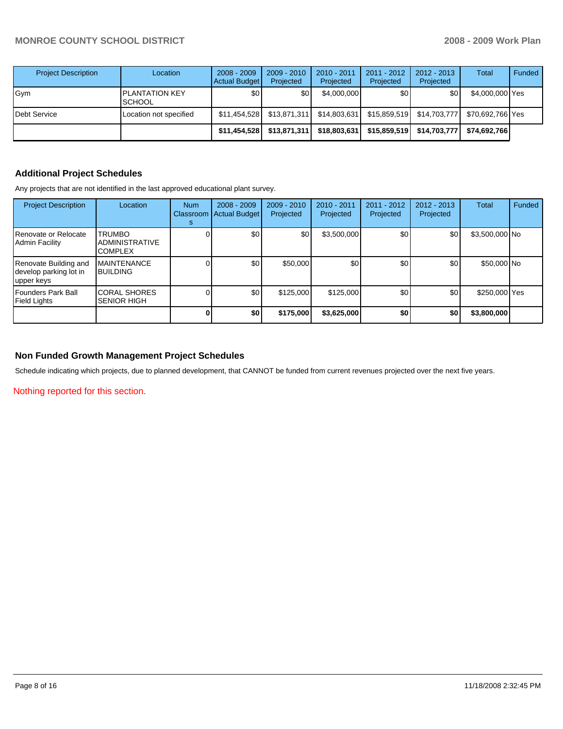| Project Description | Location | 2008 - 2009 Actual Budget | 2009 - 2010 Projected | 2010 - 2011 Projected | 2011 - 2012 Projected | 2012 - 2013 Projected | Total | Funded |
|---|---|---|---|---|---|---|---|---|
| Gym | PLANTATION KEY SCHOOL | $0 | $0 | $4,000,000 | $0 | $0 | $4,000,000 | Yes |
| Debt Service | Location not specified | $11,454,528 | $13,871,311 | $14,803,631 | $15,859,519 | $14,703,777 | $70,692,766 | Yes |
| | | **$11,454,528** | **$13,871,311** | **$18,803,631** | **$15,859,519** | **$14,703,777** | **$74,692,766** | |

### Additional Project Schedules

Any projects that are not identified in the last approved educational plant survey.

| Project Description | Location | Num Classrooms | 2008 - 2009 Actual Budget | 2009 - 2010 Projected | 2010 - 2011 Projected | 2011 - 2012 Projected | 2012 - 2013 Projected | Total | Funded |
|---|---|---|---|---|---|---|---|---|---|
| Renovate or Relocate Admin Facility | TRUMBO ADMINISTRATIVE COMPLEX | 0 | $0 | $0 | $3,500,000 | $0 | $0 | $3,500,000 | No |
| Renovate Building and develop parking lot in upper keys | MAINTENANCE BUILDING | 0 | $0 | $50,000 | $0 | $0 | $0 | $50,000 | No |
| Founders Park Ball Field Lights | CORAL SHORES SENIOR HIGH | 0 | $0 | $125,000 | $125,000 | $0 | $0 | $250,000 | Yes |
| | | **0** | **$0** | **$175,000** | **$3,625,000** | **$0** | **$0** | **$3,800,000** | |

### Non Funded Growth Management Project Schedules

Schedule indicating which projects, due to planned development, that CANNOT be funded from current revenues projected over the next five years.

Nothing reported for this section.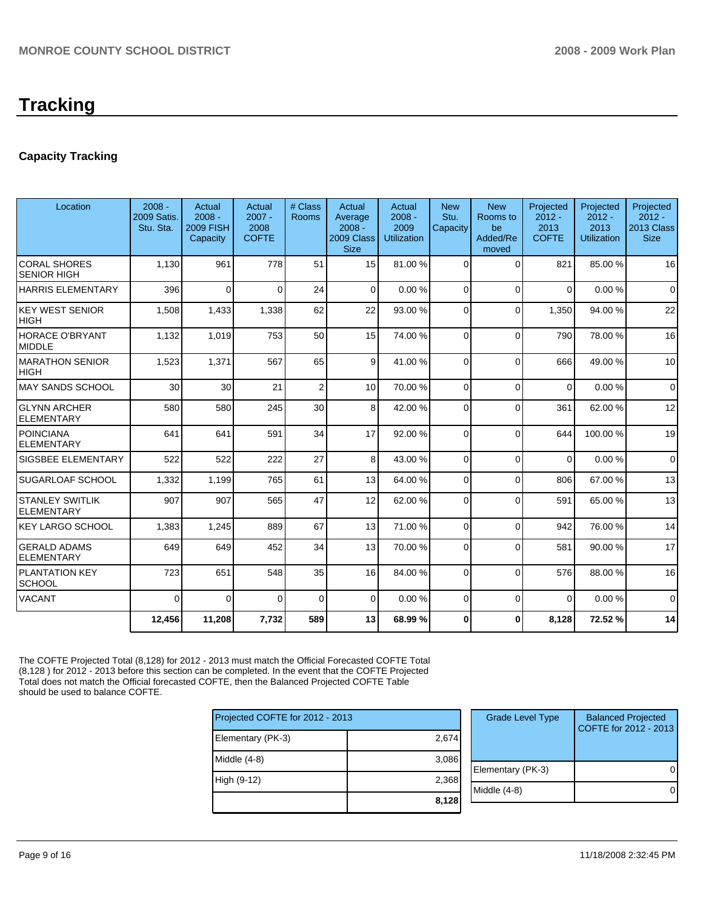# Tracking

## Capacity Tracking

| Location | 2008 - 2009 Satis. Stu. Sta. | Actual 2008 - 2009 FISH Capacity | Actual 2007 - 2008 COFTE | # Class Rooms | Actual Average 2008 - 2009 Class Size | Actual 2008 - 2009 Utilization | New Stu. Capacity | New Rooms to be Added/Removed | Projected 2012 - 2013 COFTE | Projected 2012 - 2013 Utilization | Projected 2012 - 2013 Class Size |
|---|---|---|---|---|---|---|---|---|---|---|---|
| CORAL SHORES SENIOR HIGH | 1,130 | 961 | 778 | 51 | 15 | 81.00 % | 0 | 0 | 821 | 85.00 % | 16 |
| HARRIS ELEMENTARY | 396 | 0 | 0 | 24 | 0 | 0.00 % | 0 | 0 | 0 | 0.00 % | 0 |
| KEY WEST SENIOR HIGH | 1,508 | 1,433 | 1,338 | 62 | 22 | 93.00 % | 0 | 0 | 1,350 | 94.00 % | 22 |
| HORACE O'BRYANT MIDDLE | 1,132 | 1,019 | 753 | 50 | 15 | 74.00 % | 0 | 0 | 790 | 78.00 % | 16 |
| MARATHON SENIOR HIGH | 1,523 | 1,371 | 567 | 65 | 9 | 41.00 % | 0 | 0 | 666 | 49.00 % | 10 |
| MAY SANDS SCHOOL | 30 | 30 | 21 | 2 | 10 | 70.00 % | 0 | 0 | 0 | 0.00 % | 0 |
| GLYNN ARCHER ELEMENTARY | 580 | 580 | 245 | 30 | 8 | 42.00 % | 0 | 0 | 361 | 62.00 % | 12 |
| POINCIANA ELEMENTARY | 641 | 641 | 591 | 34 | 17 | 92.00 % | 0 | 0 | 644 | 100.00 % | 19 |
| SIGSBEE ELEMENTARY | 522 | 522 | 222 | 27 | 8 | 43.00 % | 0 | 0 | 0 | 0.00 % | 0 |
| SUGARLOAF SCHOOL | 1,332 | 1,199 | 765 | 61 | 13 | 64.00 % | 0 | 0 | 806 | 67.00 % | 13 |
| STANLEY SWITLIK ELEMENTARY | 907 | 907 | 565 | 47 | 12 | 62.00 % | 0 | 0 | 591 | 65.00 % | 13 |
| KEY LARGO SCHOOL | 1,383 | 1,245 | 889 | 67 | 13 | 71.00 % | 0 | 0 | 942 | 76.00 % | 14 |
| GERALD ADAMS ELEMENTARY | 649 | 649 | 452 | 34 | 13 | 70.00 % | 0 | 0 | 581 | 90.00 % | 17 |
| PLANTATION KEY SCHOOL | 723 | 651 | 548 | 35 | 16 | 84.00 % | 0 | 0 | 576 | 88.00 % | 16 |
| VACANT | 0 | 0 | 0 | 0 | 0 | 0.00 % | 0 | 0 | 0 | 0.00 % | 0 |
| | **12,456** | **11,208** | **7,732** | **589** | **13** | **68.99 %** | **0** | **0** | **8,128** | **72.52 %** | **14** |

The COFTE Projected Total (8,128) for 2012 - 2013 must match the Official Forecasted COFTE Total (8,128 ) for 2012 - 2013 before this section can be completed. In the event that the COFTE Projected Total does not match the Official forecasted COFTE, then the Balanced Projected COFTE Table should be used to balance COFTE.

| Projected COFTE for 2012 - 2013 | |
|---|---|
| Elementary (PK-3) | 2,674 |
| Middle (4-8) | 3,086 |
| High (9-12) | 2,368 |
| | **8,128** |

| Grade Level Type | Balanced Projected COFTE for 2012 - 2013 |
|---|---|
| Elementary (PK-3) | 0 |
| Middle (4-8) | 0 |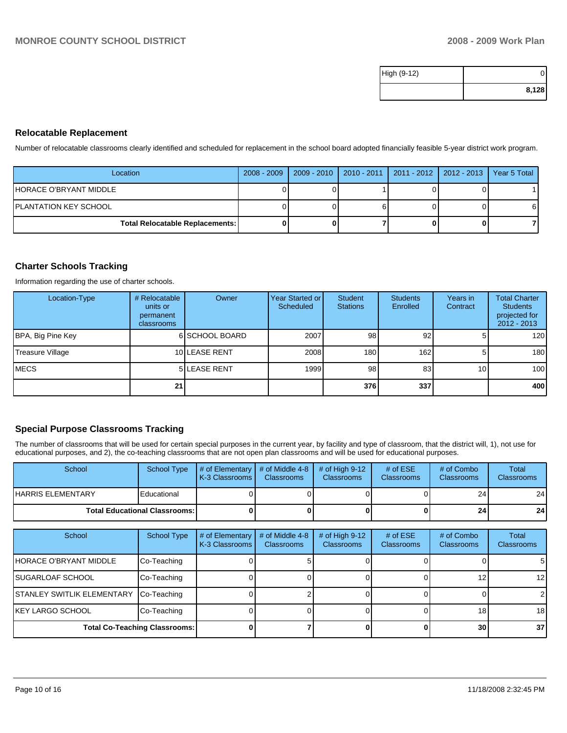| High (9-12) | 0 |
|---|---|
| | **8,128** |

## Relocatable Replacement

Number of relocatable classrooms clearly identified and scheduled for replacement in the school board adopted financially feasible 5-year district work program.

| Location | 2008 - 2009 | 2009 - 2010 | 2010 - 2011 | 2011 - 2012 | 2012 - 2013 | Year 5 Total |
|---|---|---|---|---|---|---|
| HORACE O'BRYANT MIDDLE | 0 | 0 | 1 | 0 | 0 | 1 |
| PLANTATION KEY SCHOOL | 0 | 0 | 6 | 0 | 0 | 6 |
| **Total Relocatable Replacements:** | **0** | **0** | **7** | **0** | **0** | **7** |

## Charter Schools Tracking

Information regarding the use of charter schools.

| Location-Type | # Relocatable units or permanent classrooms | Owner | Year Started or Scheduled | Student Stations | Students Enrolled | Years in Contract | Total Charter Students projected for 2012 - 2013 |
|---|---|---|---|---|---|---|---|
| BPA, Big Pine Key | 6 | SCHOOL BOARD | 2007 | 98 | 92 | 5 | 120 |
| Treasure Village | 10 | LEASE RENT | 2008 | 180 | 162 | 5 | 180 |
| MECS | 5 | LEASE RENT | 1999 | 98 | 83 | 10 | 100 |
| | **21** | | | **376** | **337** | | **400** |

## Special Purpose Classrooms Tracking

The number of classrooms that will be used for certain special purposes in the current year, by facility and type of classroom, that the district will, 1), not use for educational purposes, and 2), the co-teaching classrooms that are not open plan classrooms and will be used for educational purposes.

| School | School Type | # of Elementary K-3 Classrooms | # of Middle 4-8 Classrooms | # of High 9-12 Classrooms | # of ESE Classrooms | # of Combo Classrooms | Total Classrooms |
|---|---|---|---|---|---|---|---|
| HARRIS ELEMENTARY | Educational | 0 | 0 | 0 | 0 | 24 | 24 |
| **Total Educational Classrooms:** | | **0** | **0** | **0** | **0** | **24** | **24** |

| School | School Type | # of Elementary K-3 Classrooms | # of Middle 4-8 Classrooms | # of High 9-12 Classrooms | # of ESE Classrooms | # of Combo Classrooms | Total Classrooms |
|---|---|---|---|---|---|---|---|
| HORACE O'BRYANT MIDDLE | Co-Teaching | 0 | 5 | 0 | 0 | 0 | 5 |
| SUGARLOAF SCHOOL | Co-Teaching | 0 | 0 | 0 | 0 | 12 | 12 |
| STANLEY SWITLIK ELEMENTARY | Co-Teaching | 0 | 2 | 0 | 0 | 0 | 2 |
| KEY LARGO SCHOOL | Co-Teaching | 0 | 0 | 0 | 0 | 18 | 18 |
| **Total Co-Teaching Classrooms:** | | **0** | **7** | **0** | **0** | **30** | **37** |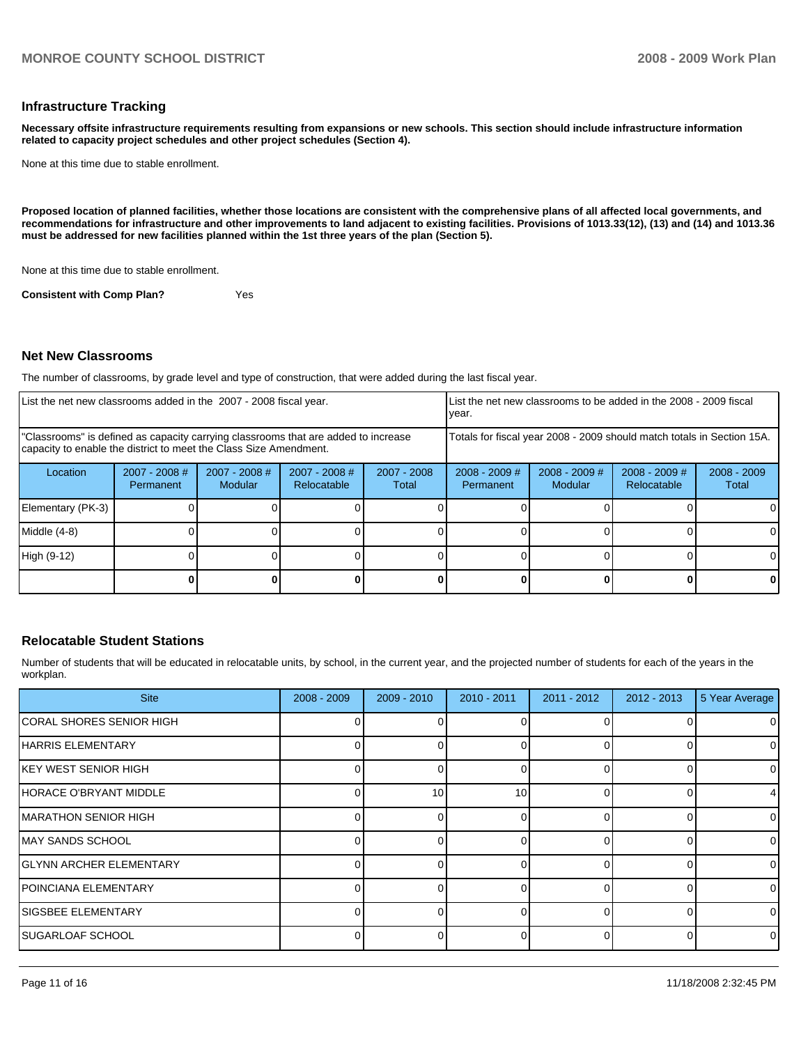## Infrastructure Tracking

**Necessary offsite infrastructure requirements resulting from expansions or new schools. This section should include infrastructure information related to capacity project schedules and other project schedules (Section 4).**

None at this time due to stable enrollment.

**Proposed location of planned facilities, whether those locations are consistent with the comprehensive plans of all affected local governments, and recommendations for infrastructure and other improvements to land adjacent to existing facilities. Provisions of 1013.33(12), (13) and (14) and 1013.36 must be addressed for new facilities planned within the 1st three years of the plan (Section 5).**

None at this time due to stable enrollment.

**Consistent with Comp Plan?** Yes

## Net New Classrooms

The number of classrooms, by grade level and type of construction, that were added during the last fiscal year.

| List the net new classrooms added in the 2007 - 2008 fiscal year. | | | | | List the net new classrooms to be added in the 2008 - 2009 fiscal year. | | | |
|---|---|---|---|---|---|---|---|---|
| "Classrooms" is defined as capacity carrying classrooms that are added to increase capacity to enable the district to meet the Class Size Amendment. | | | | | Totals for fiscal year 2008 - 2009 should match totals in Section 15A. | | | |
| Location | 2007 - 2008 # Permanent | 2007 - 2008 # Modular | 2007 - 2008 # Relocatable | 2007 - 2008 Total | 2008 - 2009 # Permanent | 2008 - 2009 # Modular | 2008 - 2009 # Relocatable | 2008 - 2009 Total |
| Elementary (PK-3) | 0 | 0 | 0 | 0 | 0 | 0 | 0 | 0 |
| Middle (4-8) | 0 | 0 | 0 | 0 | 0 | 0 | 0 | 0 |
| High (9-12) | 0 | 0 | 0 | 0 | 0 | 0 | 0 | 0 |
| | **0** | **0** | **0** | **0** | **0** | **0** | **0** | **0** |

## Relocatable Student Stations

Number of students that will be educated in relocatable units, by school, in the current year, and the projected number of students for each of the years in the workplan.

| Site | 2008 - 2009 | 2009 - 2010 | 2010 - 2011 | 2011 - 2012 | 2012 - 2013 | 5 Year Average |
|---|---|---|---|---|---|---|
| CORAL SHORES SENIOR HIGH | 0 | 0 | 0 | 0 | 0 | 0 |
| HARRIS ELEMENTARY | 0 | 0 | 0 | 0 | 0 | 0 |
| KEY WEST SENIOR HIGH | 0 | 0 | 0 | 0 | 0 | 0 |
| HORACE O'BRYANT MIDDLE | 0 | 10 | 10 | 0 | 0 | 4 |
| MARATHON SENIOR HIGH | 0 | 0 | 0 | 0 | 0 | 0 |
| MAY SANDS SCHOOL | 0 | 0 | 0 | 0 | 0 | 0 |
| GLYNN ARCHER ELEMENTARY | 0 | 0 | 0 | 0 | 0 | 0 |
| POINCIANA ELEMENTARY | 0 | 0 | 0 | 0 | 0 | 0 |
| SIGSBEE ELEMENTARY | 0 | 0 | 0 | 0 | 0 | 0 |
| SUGARLOAF SCHOOL | 0 | 0 | 0 | 0 | 0 | 0 |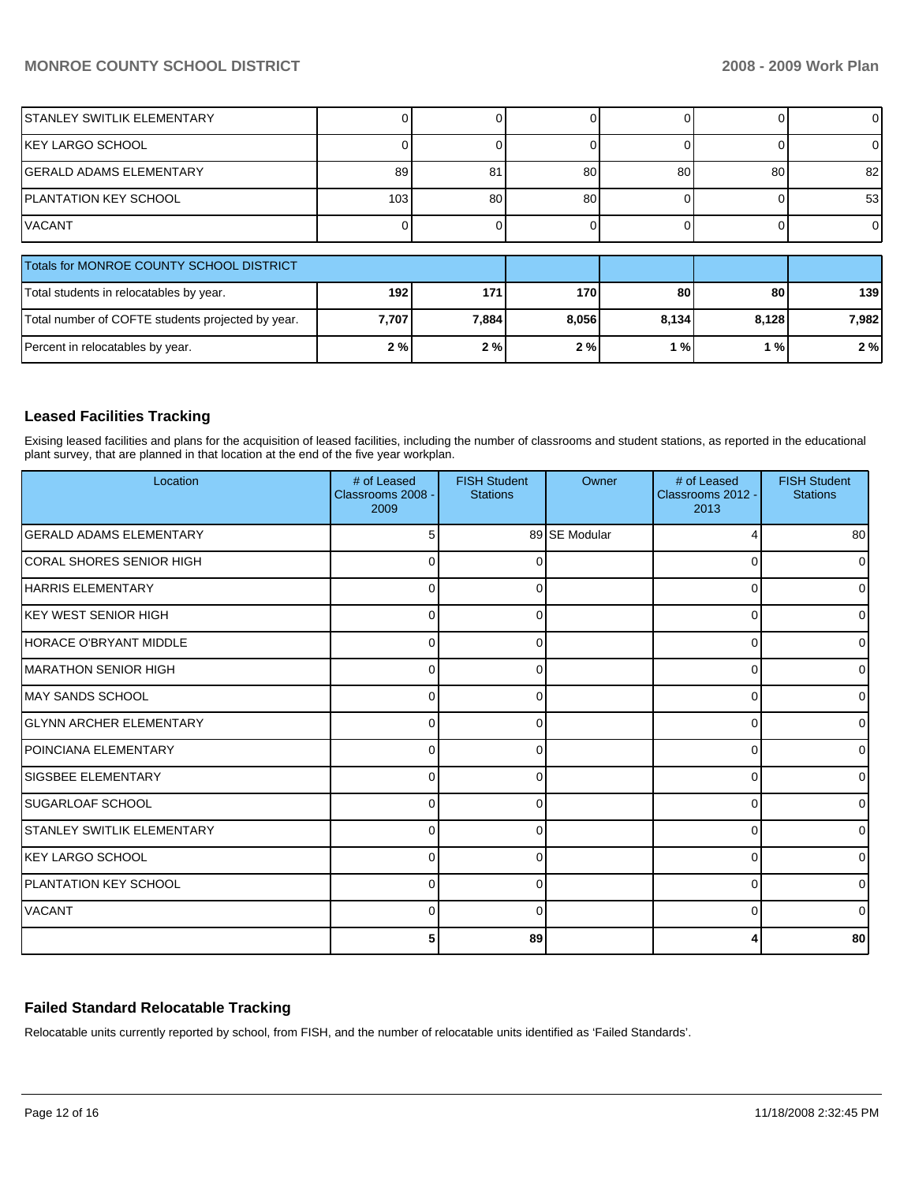| | | | | | | |
|---|---|---|---|---|---|---|
| STANLEY SWITLIK ELEMENTARY | 0 | 0 | 0 | 0 | 0 | 0 |
| KEY LARGO SCHOOL | 0 | 0 | 0 | 0 | 0 | 0 |
| GERALD ADAMS ELEMENTARY | 89 | 81 | 80 | 80 | 80 | 82 |
| PLANTATION KEY SCHOOL | 103 | 80 | 80 | 0 | 0 | 53 |
| VACANT | 0 | 0 | 0 | 0 | 0 | 0 |

| Totals for MONROE COUNTY SCHOOL DISTRICT | | | | | | |
|---|---|---|---|---|---|---|
| Total students in relocatables by year. | **192** | **171** | **170** | **80** | **80** | **139** |
| Total number of COFTE students projected by year. | **7,707** | **7,884** | **8,056** | **8,134** | **8,128** | **7,982** |
| Percent in relocatables by year. | **2 %** | **2 %** | **2 %** | **1 %** | **1 %** | **2 %** |

### Leased Facilities Tracking

Exising leased facilities and plans for the acquisition of leased facilities, including the number of classrooms and student stations, as reported in the educational plant survey, that are planned in that location at the end of the five year workplan.

| Location | # of Leased Classrooms 2008 - 2009 | FISH Student Stations | Owner | # of Leased Classrooms 2012 - 2013 | FISH Student Stations |
|---|---|---|---|---|---|
| GERALD ADAMS ELEMENTARY | 5 | 89 | SE Modular | 4 | 80 |
| CORAL SHORES SENIOR HIGH | 0 | 0 | | 0 | 0 |
| HARRIS ELEMENTARY | 0 | 0 | | 0 | 0 |
| KEY WEST SENIOR HIGH | 0 | 0 | | 0 | 0 |
| HORACE O'BRYANT MIDDLE | 0 | 0 | | 0 | 0 |
| MARATHON SENIOR HIGH | 0 | 0 | | 0 | 0 |
| MAY SANDS SCHOOL | 0 | 0 | | 0 | 0 |
| GLYNN ARCHER ELEMENTARY | 0 | 0 | | 0 | 0 |
| POINCIANA ELEMENTARY | 0 | 0 | | 0 | 0 |
| SIGSBEE ELEMENTARY | 0 | 0 | | 0 | 0 |
| SUGARLOAF SCHOOL | 0 | 0 | | 0 | 0 |
| STANLEY SWITLIK ELEMENTARY | 0 | 0 | | 0 | 0 |
| KEY LARGO SCHOOL | 0 | 0 | | 0 | 0 |
| PLANTATION KEY SCHOOL | 0 | 0 | | 0 | 0 |
| VACANT | 0 | 0 | | 0 | 0 |
| | **5** | **89** | | **4** | **80** |

### Failed Standard Relocatable Tracking

Relocatable units currently reported by school, from FISH, and the number of relocatable units identified as 'Failed Standards'.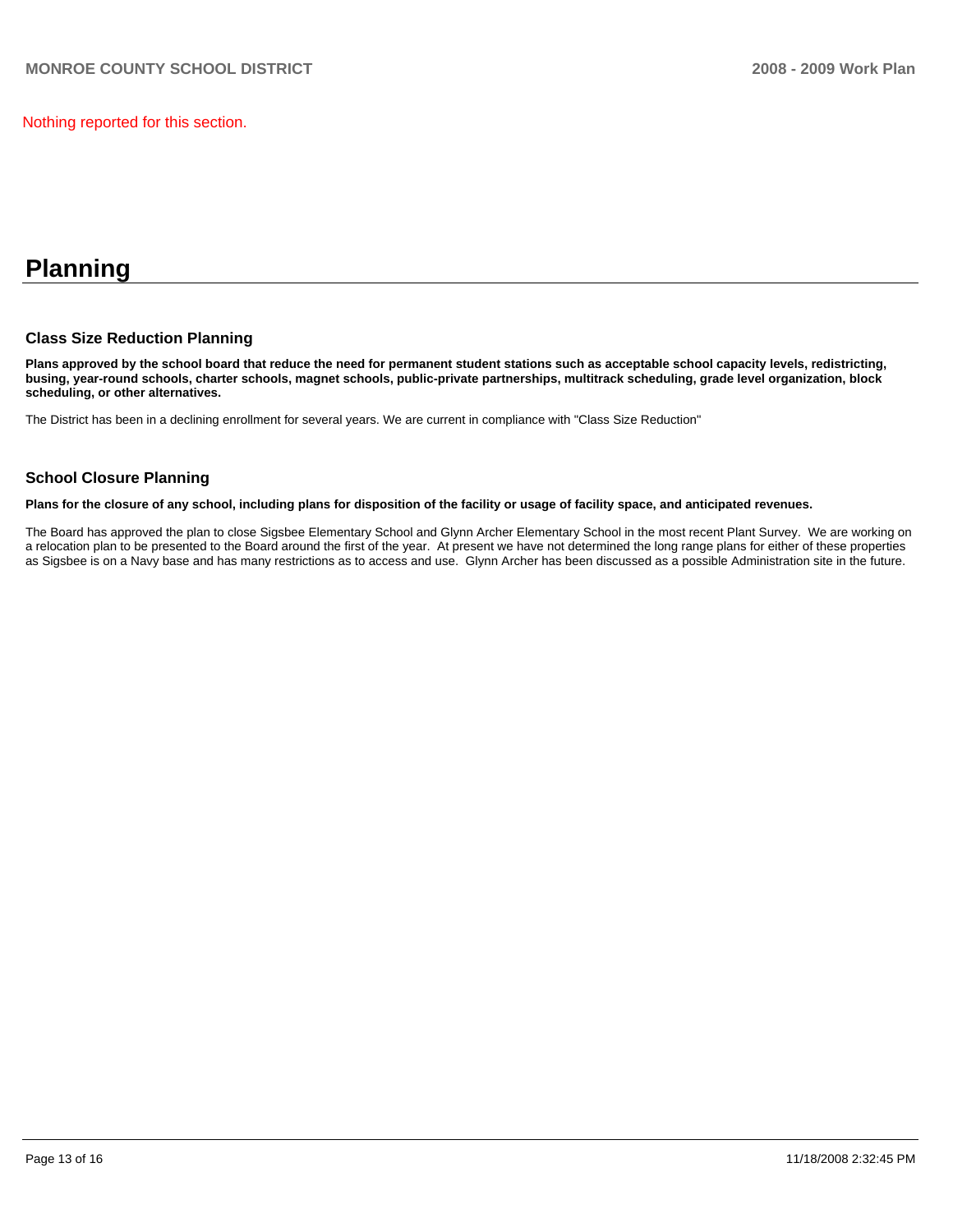Nothing reported for this section.

# Planning

## Class Size Reduction Planning

**Plans approved by the school board that reduce the need for permanent student stations such as acceptable school capacity levels, redistricting, busing, year-round schools, charter schools, magnet schools, public-private partnerships, multitrack scheduling, grade level organization, block scheduling, or other alternatives.**

The District has been in a declining enrollment for several years. We are current in compliance with "Class Size Reduction"

## School Closure Planning

**Plans for the closure of any school, including plans for disposition of the facility or usage of facility space, and anticipated revenues.**

The Board has approved the plan to close Sigsbee Elementary School and Glynn Archer Elementary School in the most recent Plant Survey. We are working on a relocation plan to be presented to the Board around the first of the year. At present we have not determined the long range plans for either of these properties as Sigsbee is on a Navy base and has many restrictions as to access and use. Glynn Archer has been discussed as a possible Administration site in the future.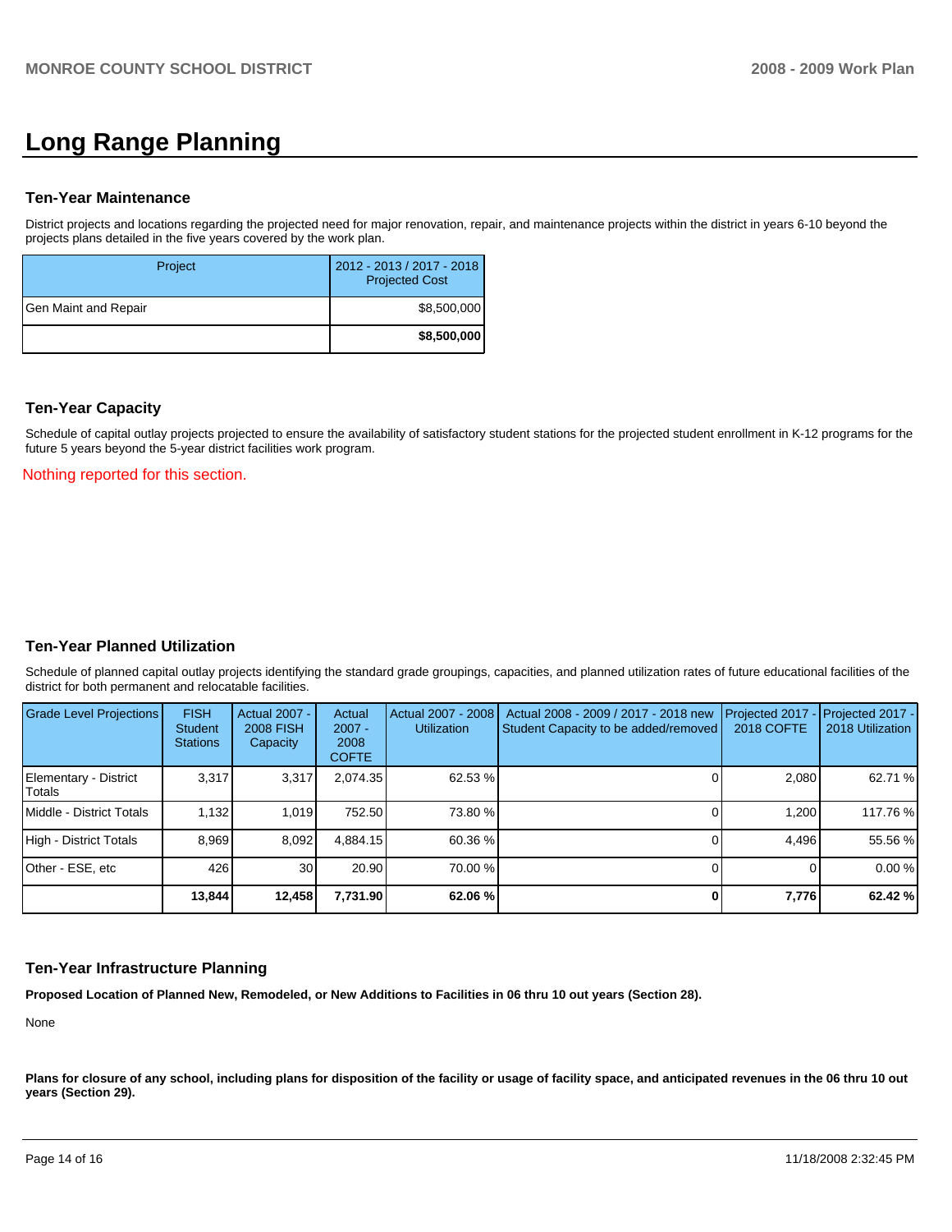# Long Range Planning

## Ten-Year Maintenance

District projects and locations regarding the projected need for major renovation, repair, and maintenance projects within the district in years 6-10 beyond the projects plans detailed in the five years covered by the work plan.

| Project | 2012 - 2013 / 2017 - 2018 Projected Cost |
|---|---|
| Gen Maint and Repair | $8,500,000 |
| | **$8,500,000** |

## Ten-Year Capacity

Schedule of capital outlay projects projected to ensure the availability of satisfactory student stations for the projected student enrollment in K-12 programs for the future 5 years beyond the 5-year district facilities work program.

Nothing reported for this section.

## Ten-Year Planned Utilization

Schedule of planned capital outlay projects identifying the standard grade groupings, capacities, and planned utilization rates of future educational facilities of the district for both permanent and relocatable facilities.

| Grade Level Projections | FISH Student Stations | Actual 2007 - 2008 FISH Capacity | Actual 2007 - 2008 COFTE | Actual 2007 - 2008 Utilization | Actual 2008 - 2009 / 2017 - 2018 new Student Capacity to be added/removed | Projected 2017 - 2018 COFTE | Projected 2017 - 2018 Utilization |
|---|---|---|---|---|---|---|---|
| Elementary - District Totals | 3,317 | 3,317 | 2,074.35 | 62.53 % | 0 | 2,080 | 62.71 % |
| Middle - District Totals | 1,132 | 1,019 | 752.50 | 73.80 % | 0 | 1,200 | 117.76 % |
| High - District Totals | 8,969 | 8,092 | 4,884.15 | 60.36 % | 0 | 4,496 | 55.56 % |
| Other - ESE, etc | 426 | 30 | 20.90 | 70.00 % | 0 | 0 | 0.00 % |
| | **13,844** | **12,458** | **7,731.90** | **62.06 %** | **0** | **7,776** | **62.42 %** |

## Ten-Year Infrastructure Planning

**Proposed Location of Planned New, Remodeled, or New Additions to Facilities in 06 thru 10 out years (Section 28).**

None

**Plans for closure of any school, including plans for disposition of the facility or usage of facility space, and anticipated revenues in the 06 thru 10 out years (Section 29).**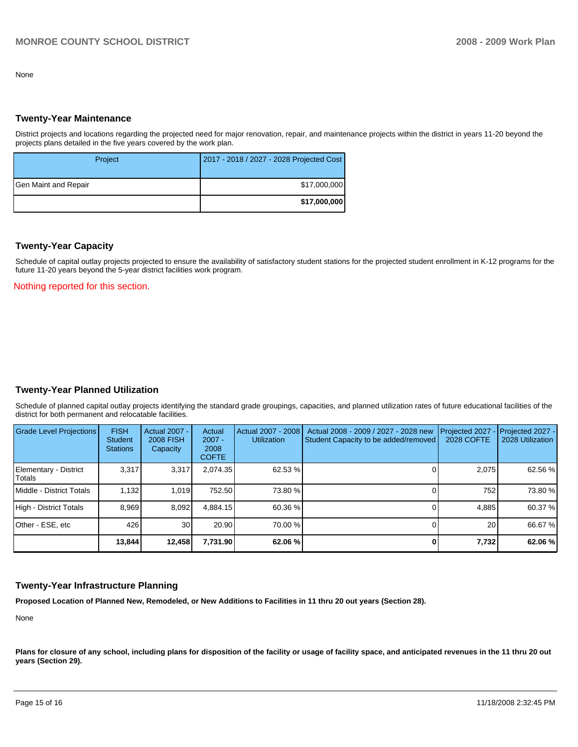None

## Twenty-Year Maintenance

District projects and locations regarding the projected need for major renovation, repair, and maintenance projects within the district in years 11-20 beyond the projects plans detailed in the five years covered by the work plan.

| Project | 2017 - 2018 / 2027 - 2028 Projected Cost |
|---|---|
| Gen Maint and Repair | $17,000,000 |
| | **$17,000,000** |

## Twenty-Year Capacity

Schedule of capital outlay projects projected to ensure the availability of satisfactory student stations for the projected student enrollment in K-12 programs for the future 11-20 years beyond the 5-year district facilities work program.

Nothing reported for this section.

## Twenty-Year Planned Utilization

Schedule of planned capital outlay projects identifying the standard grade groupings, capacities, and planned utilization rates of future educational facilities of the district for both permanent and relocatable facilities.

| Grade Level Projections | FISH Student Stations | Actual 2007 - 2008 FISH Capacity | Actual 2007 - 2008 COFTE | Actual 2007 - 2008 Utilization | Actual 2008 - 2009 / 2027 - 2028 new Student Capacity to be added/removed | Projected 2027 - 2028 COFTE | Projected 2027 - 2028 Utilization |
|---|---|---|---|---|---|---|---|
| Elementary - District Totals | 3,317 | 3,317 | 2,074.35 | 62.53 % | 0 | 2,075 | 62.56 % |
| Middle - District Totals | 1,132 | 1,019 | 752.50 | 73.80 % | 0 | 752 | 73.80 % |
| High - District Totals | 8,969 | 8,092 | 4,884.15 | 60.36 % | 0 | 4,885 | 60.37 % |
| Other - ESE, etc | 426 | 30 | 20.90 | 70.00 % | 0 | 20 | 66.67 % |
| | **13,844** | **12,458** | **7,731.90** | **62.06 %** | **0** | **7,732** | **62.06 %** |

## Twenty-Year Infrastructure Planning

**Proposed Location of Planned New, Remodeled, or New Additions to Facilities in 11 thru 20 out years (Section 28).**

None

**Plans for closure of any school, including plans for disposition of the facility or usage of facility space, and anticipated revenues in the 11 thru 20 out years (Section 29).**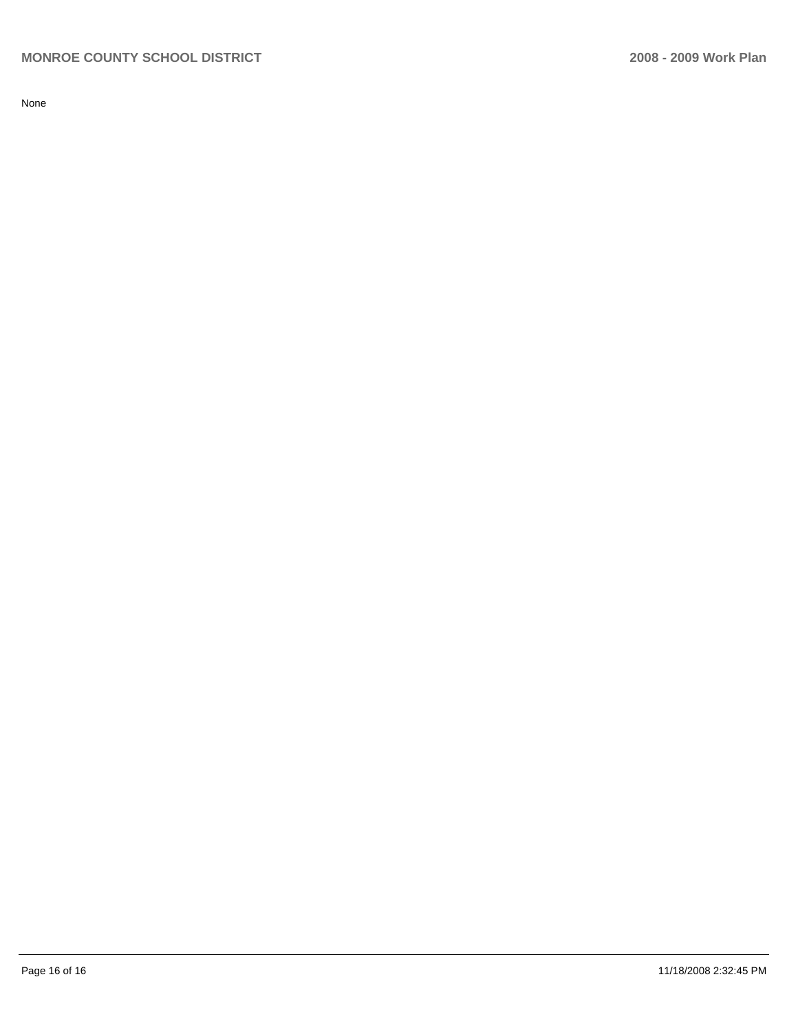None